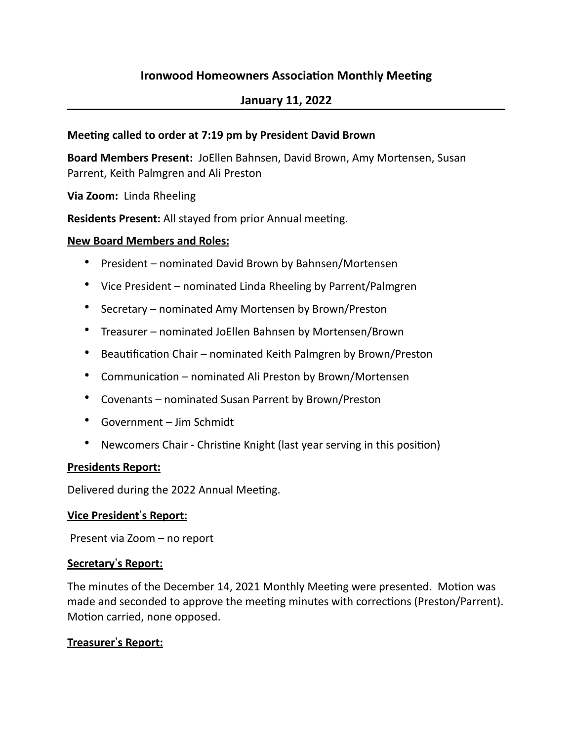# Ironwood Homeowners Association Monthly Meeting

## January 11, 2022

**Meeting called to order at 7:19 pm by President David Brown**

**Board Members Present:** JoEllen Bahnsen, David Brown, Amy Mortensen, Susan Parrent, Keith Palmgren and Ali Preston

**Via Zoom:** Linda Rheeling

**Residents Present:** All stayed from prior Annual meeting.

**New Board Members and Roles:**

- President – nominated David Brown by Bahnsen/Mortensen
- Vice President – nominated Linda Rheeling by Parrent/Palmgren
- Secretary – nominated Amy Mortensen by Brown/Preston
- Treasurer – nominated JoEllen Bahnsen by Mortensen/Brown
- Beautification Chair – nominated Keith Palmgren by Brown/Preston
- Communication – nominated Ali Preston by Brown/Mortensen
- Covenants – nominated Susan Parrent by Brown/Preston
- Government – Jim Schmidt
- Newcomers Chair - Christine Knight (last year serving in this position)

**Presidents Report:**

Delivered during the 2022 Annual Meeting.

**Vice President's Report:**

Present via Zoom – no report

**Secretary's Report:**

The minutes of the December 14, 2021 Monthly Meeting were presented. Motion was made and seconded to approve the meeting minutes with corrections (Preston/Parrent). Motion carried, none opposed.

**Treasurer's Report:**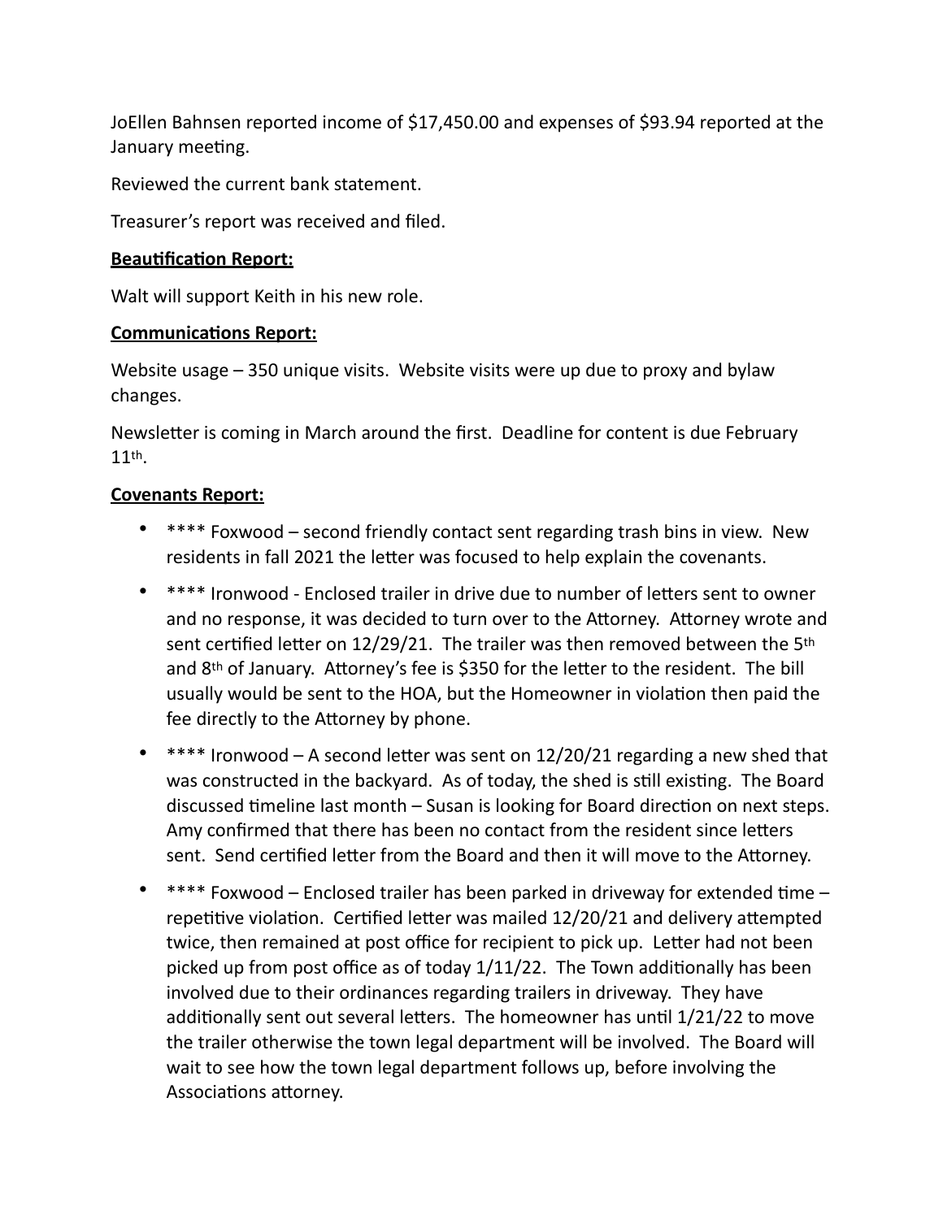JoEllen Bahnsen reported income of $17,450.00 and expenses of $93.94 reported at the January meeting.

Reviewed the current bank statement.

Treasurer's report was received and filed.

**Beautification Report:**

Walt will support Keith in his new role.

**Communications Report:**

Website usage – 350 unique visits. Website visits were up due to proxy and bylaw changes.

Newsletter is coming in March around the first. Deadline for content is due February 11th.

**Covenants Report:**

- **** Foxwood – second friendly contact sent regarding trash bins in view. New residents in fall 2021 the letter was focused to help explain the covenants.
- **** Ironwood - Enclosed trailer in drive due to number of letters sent to owner and no response, it was decided to turn over to the Attorney. Attorney wrote and sent certified letter on 12/29/21. The trailer was then removed between the 5th and 8th of January. Attorney's fee is $350 for the letter to the resident. The bill usually would be sent to the HOA, but the Homeowner in violation then paid the fee directly to the Attorney by phone.
- **** Ironwood – A second letter was sent on 12/20/21 regarding a new shed that was constructed in the backyard. As of today, the shed is still existing. The Board discussed timeline last month – Susan is looking for Board direction on next steps. Amy confirmed that there has been no contact from the resident since letters sent. Send certified letter from the Board and then it will move to the Attorney.
- **** Foxwood – Enclosed trailer has been parked in driveway for extended time – repetitive violation. Certified letter was mailed 12/20/21 and delivery attempted twice, then remained at post office for recipient to pick up. Letter had not been picked up from post office as of today 1/11/22. The Town additionally has been involved due to their ordinances regarding trailers in driveway. They have additionally sent out several letters. The homeowner has until 1/21/22 to move the trailer otherwise the town legal department will be involved. The Board will wait to see how the town legal department follows up, before involving the Associations attorney.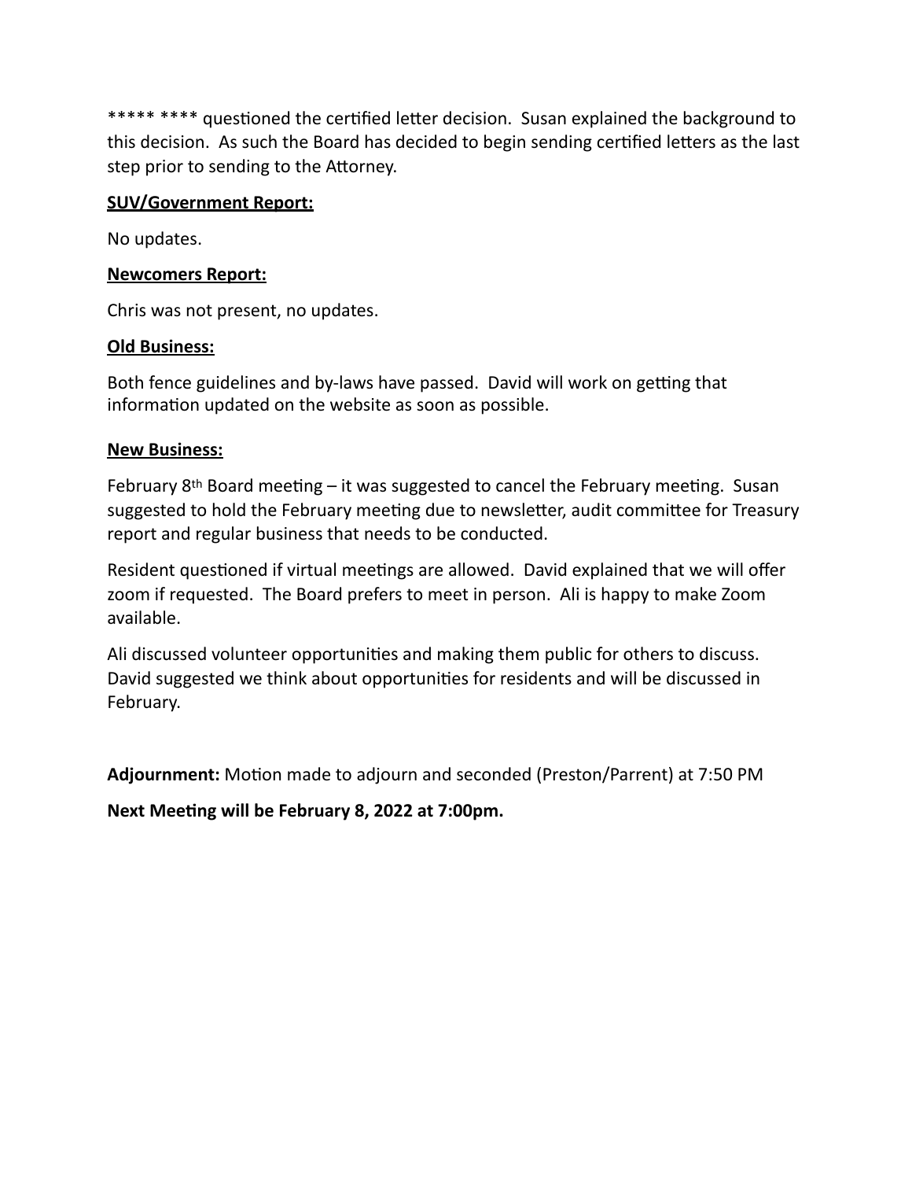***** **** questioned the certified letter decision. Susan explained the background to this decision. As such the Board has decided to begin sending certified letters as the last step prior to sending to the Attorney.

**<u>SUV/Government Report:</u>**

No updates.

**<u>Newcomers Report:</u>**

Chris was not present, no updates.

**<u>Old Business:</u>**

Both fence guidelines and by-laws have passed. David will work on getting that information updated on the website as soon as possible.

**<u>New Business:</u>**

February 8th Board meeting – it was suggested to cancel the February meeting. Susan suggested to hold the February meeting due to newsletter, audit committee for Treasury report and regular business that needs to be conducted.

Resident questioned if virtual meetings are allowed. David explained that we will offer zoom if requested. The Board prefers to meet in person. Ali is happy to make Zoom available.

Ali discussed volunteer opportunities and making them public for others to discuss. David suggested we think about opportunities for residents and will be discussed in February.

**Adjournment:** Motion made to adjourn and seconded (Preston/Parrent) at 7:50 PM

**Next Meeting will be February 8, 2022 at 7:00pm.**